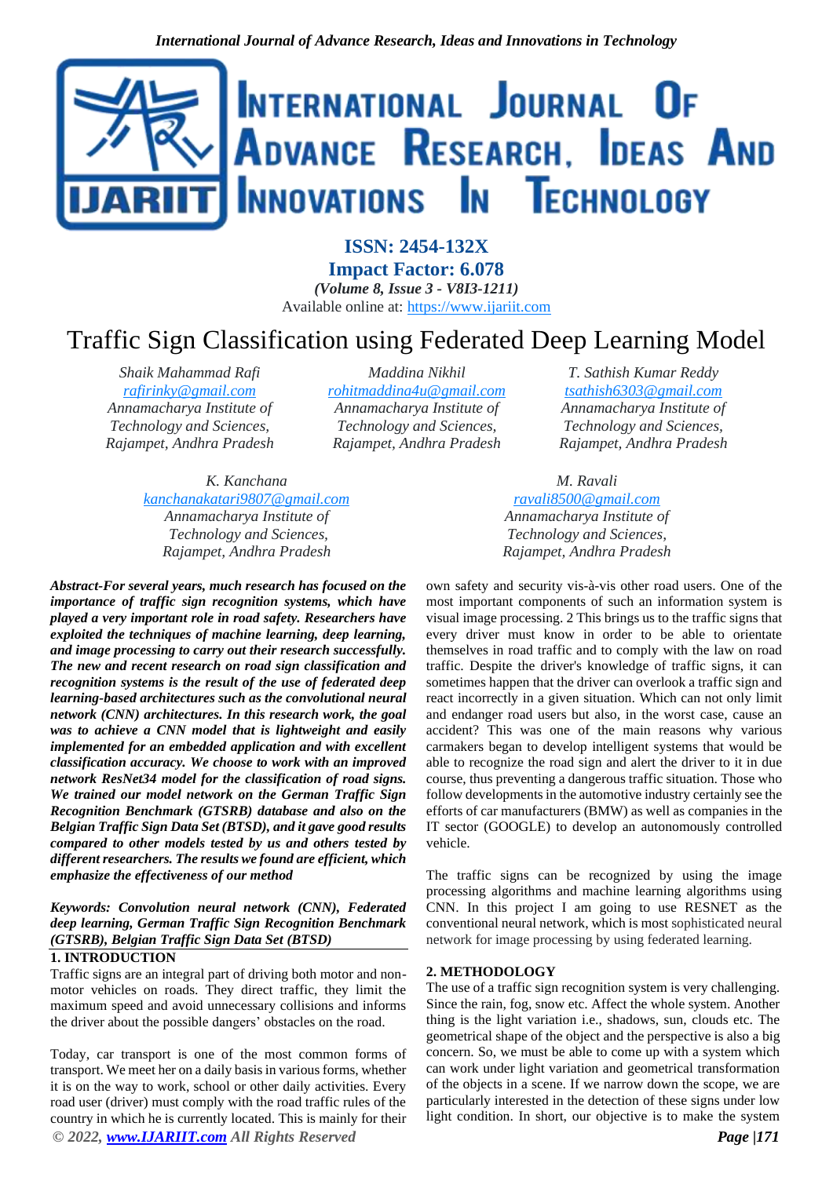# Traffic Sign Classification using Federated Deep Learning Model

*Shaik Mahammad Rafi*
*rafirinky@gmail.com*
*Annamacharya Institute of Technology and Sciences, Rajampet, Andhra Pradesh*

*Maddina Nikhil*
*rohitmaddina4u@gmail.com*
*Annamacharya Institute of Technology and Sciences, Rajampet, Andhra Pradesh*

*T. Sathish Kumar Reddy*
*tsathish6303@gmail.com*
*Annamacharya Institute of Technology and Sciences, Rajampet, Andhra Pradesh*

*K. Kanchana*
*kanchanakatari9807@gmail.com*
*Annamacharya Institute of Technology and Sciences, Rajampet, Andhra Pradesh*

*M. Ravali*
*ravali8500@gmail.com*
*Annamacharya Institute of Technology and Sciences, Rajampet, Andhra Pradesh*

***Abstract-For several years, much research has focused on the importance of traffic sign recognition systems, which have played a very important role in road safety. Researchers have exploited the techniques of machine learning, deep learning, and image processing to carry out their research successfully. The new and recent research on road sign classification and recognition systems is the result of the use of federated deep learning-based architectures such as the convolutional neural network (CNN) architectures. In this research work, the goal was to achieve a CNN model that is lightweight and easily implemented for an embedded application and with excellent classification accuracy. We choose to work with an improved network ResNet34 model for the classification of road signs. We trained our model network on the German Traffic Sign Recognition Benchmark (GTSRB) database and also on the Belgian Traffic Sign Data Set (BTSD), and it gave good results compared to other models tested by us and others tested by different researchers. The results we found are efficient, which emphasize the effectiveness of our method***

***Keywords: Convolution neural network (CNN), Federated deep learning, German Traffic Sign Recognition Benchmark (GTSRB), Belgian Traffic Sign Data Set (BTSD)***

## 1. INTRODUCTION

Traffic signs are an integral part of driving both motor and non-motor vehicles on roads. They direct traffic, they limit the maximum speed and avoid unnecessary collisions and informs the driver about the possible dangers' obstacles on the road.

Today, car transport is one of the most common forms of transport. We meet her on a daily basis in various forms, whether it is on the way to work, school or other daily activities. Every road user (driver) must comply with the road traffic rules of the country in which he is currently located. This is mainly for their own safety and security vis-à-vis other road users. One of the most important components of such an information system is visual image processing. 2 This brings us to the traffic signs that every driver must know in order to be able to orientate themselves in road traffic and to comply with the law on road traffic. Despite the driver's knowledge of traffic signs, it can sometimes happen that the driver can overlook a traffic sign and react incorrectly in a given situation. Which can not only limit and endanger road users but also, in the worst case, cause an accident? This was one of the main reasons why various carmakers began to develop intelligent systems that would be able to recognize the road sign and alert the driver to it in due course, thus preventing a dangerous traffic situation. Those who follow developments in the automotive industry certainly see the efforts of car manufacturers (BMW) as well as companies in the IT sector (GOOGLE) to develop an autonomously controlled vehicle.

The traffic signs can be recognized by using the image processing algorithms and machine learning algorithms using CNN. In this project I am going to use RESNET as the conventional neural network, which is most sophisticated neural network for image processing by using federated learning.

## 2. METHODOLOGY

The use of a traffic sign recognition system is very challenging. Since the rain, fog, snow etc. Affect the whole system. Another thing is the light variation i.e., shadows, sun, clouds etc. The geometrical shape of the object and the perspective is also a big concern. So, we must be able to come up with a system which can work under light variation and geometrical transformation of the objects in a scene. If we narrow down the scope, we are particularly interested in the detection of these signs under low light condition. In short, our objective is to make the system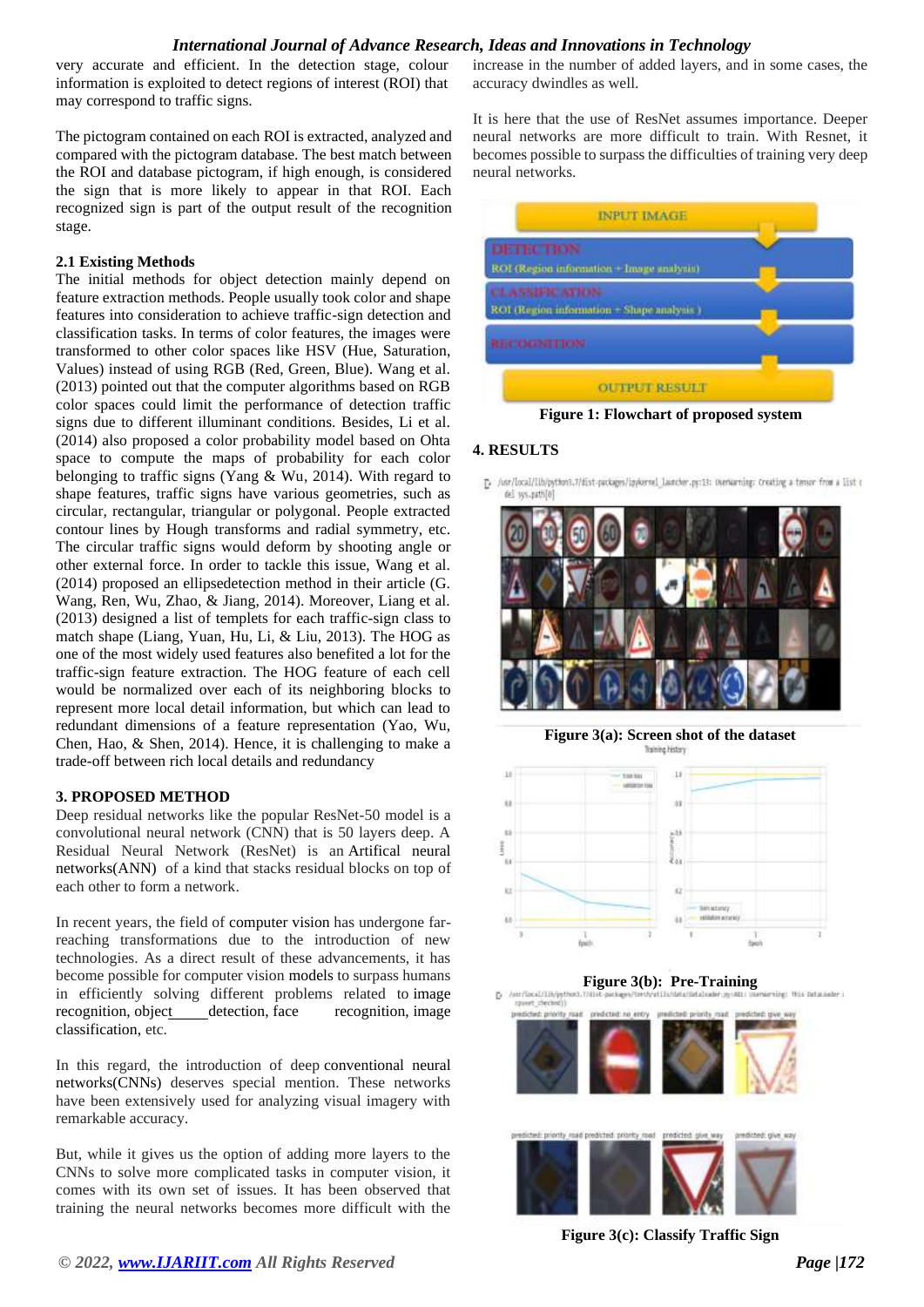very accurate and efficient. In the detection stage, colour information is exploited to detect regions of interest (ROI) that may correspond to traffic signs.

The pictogram contained on each ROI is extracted, analyzed and compared with the pictogram database. The best match between the ROI and database pictogram, if high enough, is considered the sign that is more likely to appear in that ROI. Each recognized sign is part of the output result of the recognition stage.

### 2.1 Existing Methods

The initial methods for object detection mainly depend on feature extraction methods. People usually took color and shape features into consideration to achieve traffic-sign detection and classification tasks. In terms of color features, the images were transformed to other color spaces like HSV (Hue, Saturation, Values) instead of using RGB (Red, Green, Blue). Wang et al. (2013) pointed out that the computer algorithms based on RGB color spaces could limit the performance of detection traffic signs due to different illuminant conditions. Besides, Li et al. (2014) also proposed a color probability model based on Ohta space to compute the maps of probability for each color belonging to traffic signs (Yang & Wu, 2014). With regard to shape features, traffic signs have various geometries, such as circular, rectangular, triangular or polygonal. People extracted contour lines by Hough transforms and radial symmetry, etc. The circular traffic signs would deform by shooting angle or other external force. In order to tackle this issue, Wang et al. (2014) proposed an ellipsedetection method in their article (G. Wang, Ren, Wu, Zhao, & Jiang, 2014). Moreover, Liang et al. (2013) designed a list of templets for each traffic-sign class to match shape (Liang, Yuan, Hu, Li, & Liu, 2013). The HOG as one of the most widely used features also benefited a lot for the traffic-sign feature extraction. The HOG feature of each cell would be normalized over each of its neighboring blocks to represent more local detail information, but which can lead to redundant dimensions of a feature representation (Yao, Wu, Chen, Hao, & Shen, 2014). Hence, it is challenging to make a trade-off between rich local details and redundancy

## 3. PROPOSED METHOD

Deep residual networks like the popular ResNet-50 model is a convolutional neural network (CNN) that is 50 layers deep. A Residual Neural Network (ResNet) is an Artifical neural networks(ANN) of a kind that stacks residual blocks on top of each other to form a network.

In recent years, the field of computer vision has undergone far-reaching transformations due to the introduction of new technologies. As a direct result of these advancements, it has become possible for computer vision models to surpass humans in efficiently solving different problems related to image recognition, object detection, face recognition, image classification, etc.

In this regard, the introduction of deep conventional neural networks(CNNs) deserves special mention. These networks have been extensively used for analyzing visual imagery with remarkable accuracy.

But, while it gives us the option of adding more layers to the CNNs to solve more complicated tasks in computer vision, it comes with its own set of issues. It has been observed that training the neural networks becomes more difficult with the increase in the number of added layers, and in some cases, the accuracy dwindles as well.

It is here that the use of ResNet assumes importance. Deeper neural networks are more difficult to train. With Resnet, it becomes possible to surpass the difficulties of training very deep neural networks.

INPUT IMAGE

DETECTION
ROI (Region information + Image analysis)

CLASSIFICATION
ROI (Region information + Shape analysis )

RECOGNITION

OUTPUT RESULT

**Figure 1: Flowchart of proposed system**

## 4. RESULTS

**Figure 3(a): Screen shot of the dataset**

**Figure 3(b): Pre-Training**

**Figure 3(c): Classify Traffic Sign**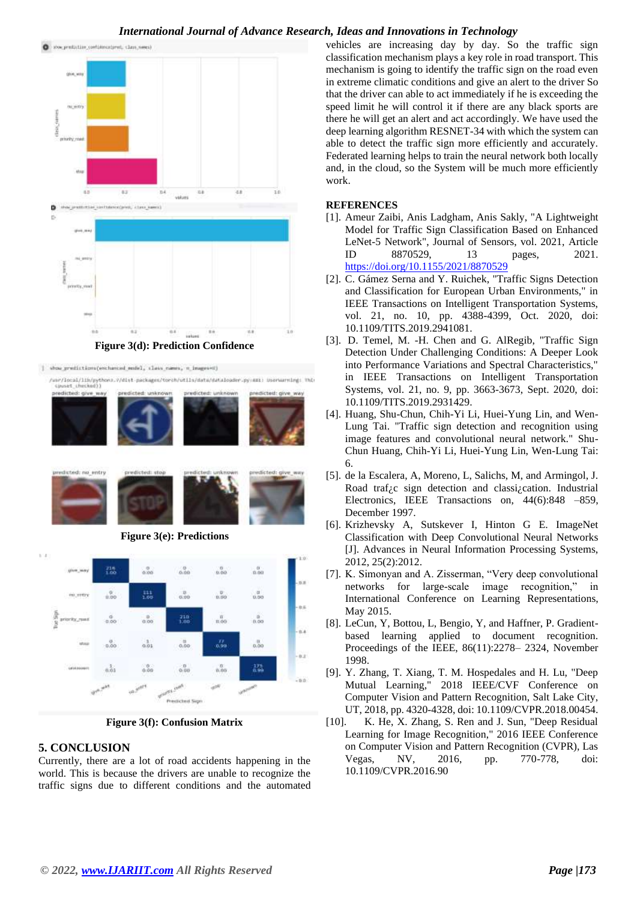Figure 3(d): Prediction Confidence

Figure 3(e): Predictions

Figure 3(f): Confusion Matrix

## 5. CONCLUSION

Currently, there are a lot of road accidents happening in the world. This is because the drivers are unable to recognize the traffic signs due to different conditions and the automated vehicles are increasing day by day. So the traffic sign classification mechanism plays a key role in road transport. This mechanism is going to identify the traffic sign on the road even in extreme climatic conditions and give an alert to the driver So that the driver can able to act immediately if he is exceeding the speed limit he will control it if there are any black sports are there he will get an alert and act accordingly. We have used the deep learning algorithm RESNET-34 with which the system can able to detect the traffic sign more efficiently and accurately. Federated learning helps to train the neural network both locally and, in the cloud, so the System will be much more efficiently work.

## REFERENCES

[1]. Ameur Zaibi, Anis Ladgham, Anis Sakly, "A Lightweight Model for Traffic Sign Classification Based on Enhanced LeNet-5 Network", Journal of Sensors, vol. 2021, Article ID 8870529, 13 pages, 2021. https://doi.org/10.1155/2021/8870529

[2]. C. Gámez Serna and Y. Ruichek, "Traffic Signs Detection and Classification for European Urban Environments," in IEEE Transactions on Intelligent Transportation Systems, vol. 21, no. 10, pp. 4388-4399, Oct. 2020, doi: 10.1109/TITS.2019.2941081.

[3]. D. Temel, M. -H. Chen and G. AlRegib, "Traffic Sign Detection Under Challenging Conditions: A Deeper Look into Performance Variations and Spectral Characteristics," in IEEE Transactions on Intelligent Transportation Systems, vol. 21, no. 9, pp. 3663-3673, Sept. 2020, doi: 10.1109/TITS.2019.2931429.

[4]. Huang, Shu-Chun, Chih-Yi Li, Hui-Yung Lin, and Wen-Lung Tai. "Traffic sign detection and recognition using image features and convolutional neural network." Shu-Chun Huang, Chih-Yi Li, Hui-Yung Lin, Wen-Lung Tai: 6.

[5]. de la Escalera, A, Moreno, L, Salichs, M, and Armingol, J. Road traf¿c sign detection and classi¿cation. Industrial Electronics, IEEE Transactions on, 44(6):848 –859, December 1997.

[6]. Krizhevsky A, Sutskever I, Hinton G E. ImageNet Classification with Deep Convolutional Neural Networks [J]. Advances in Neural Information Processing Systems, 2012, 25(2):2012.

[7]. K. Simonyan and A. Zisserman, "Very deep convolutional networks for large-scale image recognition," in International Conference on Learning Representations, May 2015.

[8]. LeCun, Y, Bottou, L, Bengio, Y, and Haffner, P. Gradient-based learning applied to document recognition. Proceedings of the IEEE, 86(11):2278– 2324, November 1998.

[9]. Y. Zhang, T. Xiang, T. M. Hospedales and H. Lu, "Deep Mutual Learning," 2018 IEEE/CVF Conference on Computer Vision and Pattern Recognition, Salt Lake City, UT, 2018, pp. 4320-4328, doi: 10.1109/CVPR.2018.00454.

[10]. K. He, X. Zhang, S. Ren and J. Sun, "Deep Residual Learning for Image Recognition," 2016 IEEE Conference on Computer Vision and Pattern Recognition (CVPR), Las Vegas, NV, 2016, pp. 770-778, doi: 10.1109/CVPR.2016.90